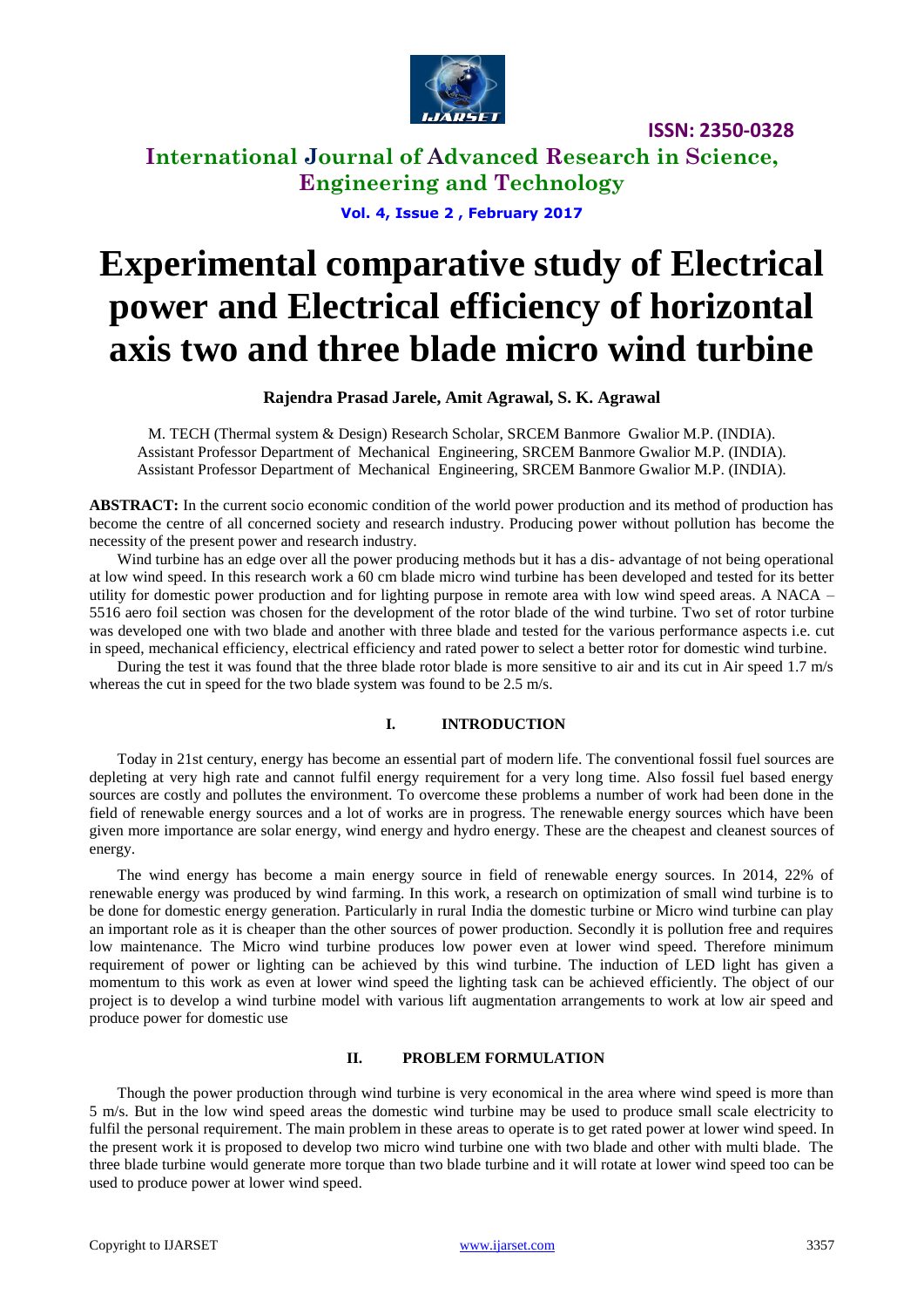# Experimental comparative study of Electrical power and Electrical efficiency of horizontal axis two and three blade micro wind turbine

**Rajendra Prasad Jarele, Amit Agrawal, S. K. Agrawal**

M. TECH (Thermal system & Design) Research Scholar, SRCEM Banmore Gwalior M.P. (INDIA).
Assistant Professor Department of Mechanical Engineering, SRCEM Banmore Gwalior M.P. (INDIA).
Assistant Professor Department of Mechanical Engineering, SRCEM Banmore Gwalior M.P. (INDIA).

**ABSTRACT:** In the current socio economic condition of the world power production and its method of production has become the centre of all concerned society and research industry. Producing power without pollution has become the necessity of the present power and research industry.

Wind turbine has an edge over all the power producing methods but it has a dis- advantage of not being operational at low wind speed. In this research work a 60 cm blade micro wind turbine has been developed and tested for its better utility for domestic power production and for lighting purpose in remote area with low wind speed areas. A NACA – 5516 aero foil section was chosen for the development of the rotor blade of the wind turbine. Two set of rotor turbine was developed one with two blade and another with three blade and tested for the various performance aspects i.e. cut in speed, mechanical efficiency, electrical efficiency and rated power to select a better rotor for domestic wind turbine.

During the test it was found that the three blade rotor blade is more sensitive to air and its cut in Air speed 1.7 m/s whereas the cut in speed for the two blade system was found to be 2.5 m/s.

## I. INTRODUCTION

Today in 21st century, energy has become an essential part of modern life. The conventional fossil fuel sources are depleting at very high rate and cannot fulfil energy requirement for a very long time. Also fossil fuel based energy sources are costly and pollutes the environment. To overcome these problems a number of work had been done in the field of renewable energy sources and a lot of works are in progress. The renewable energy sources which have been given more importance are solar energy, wind energy and hydro energy. These are the cheapest and cleanest sources of energy.

The wind energy has become a main energy source in field of renewable energy sources. In 2014, 22% of renewable energy was produced by wind farming. In this work, a research on optimization of small wind turbine is to be done for domestic energy generation. Particularly in rural India the domestic turbine or Micro wind turbine can play an important role as it is cheaper than the other sources of power production. Secondly it is pollution free and requires low maintenance. The Micro wind turbine produces low power even at lower wind speed. Therefore minimum requirement of power or lighting can be achieved by this wind turbine. The induction of LED light has given a momentum to this work as even at lower wind speed the lighting task can be achieved efficiently. The object of our project is to develop a wind turbine model with various lift augmentation arrangements to work at low air speed and produce power for domestic use

## II. PROBLEM FORMULATION

Though the power production through wind turbine is very economical in the area where wind speed is more than 5 m/s. But in the low wind speed areas the domestic wind turbine may be used to produce small scale electricity to fulfil the personal requirement. The main problem in these areas to operate is to get rated power at lower wind speed. In the present work it is proposed to develop two micro wind turbine one with two blade and other with multi blade. The three blade turbine would generate more torque than two blade turbine and it will rotate at lower wind speed too can be used to produce power at lower wind speed.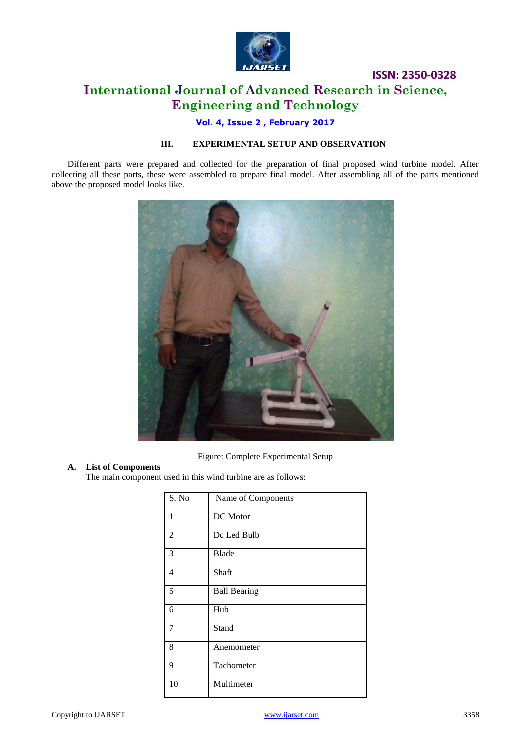## III. EXPERIMENTAL SETUP AND OBSERVATION

Different parts were prepared and collected for the preparation of final proposed wind turbine model. After collecting all these parts, these were assembled to prepare final model. After assembling all of the parts mentioned above the proposed model looks like.

Figure: Complete Experimental Setup

### A. List of Components

The main component used in this wind turbine are as follows:

| S. No | Name of Components |
|---|---|
| 1 | DC Motor |
| 2 | Dc Led Bulb |
| 3 | Blade |
| 4 | Shaft |
| 5 | Ball Bearing |
| 6 | Hub |
| 7 | Stand |
| 8 | Anemometer |
| 9 | Tachometer |
| 10 | Multimeter |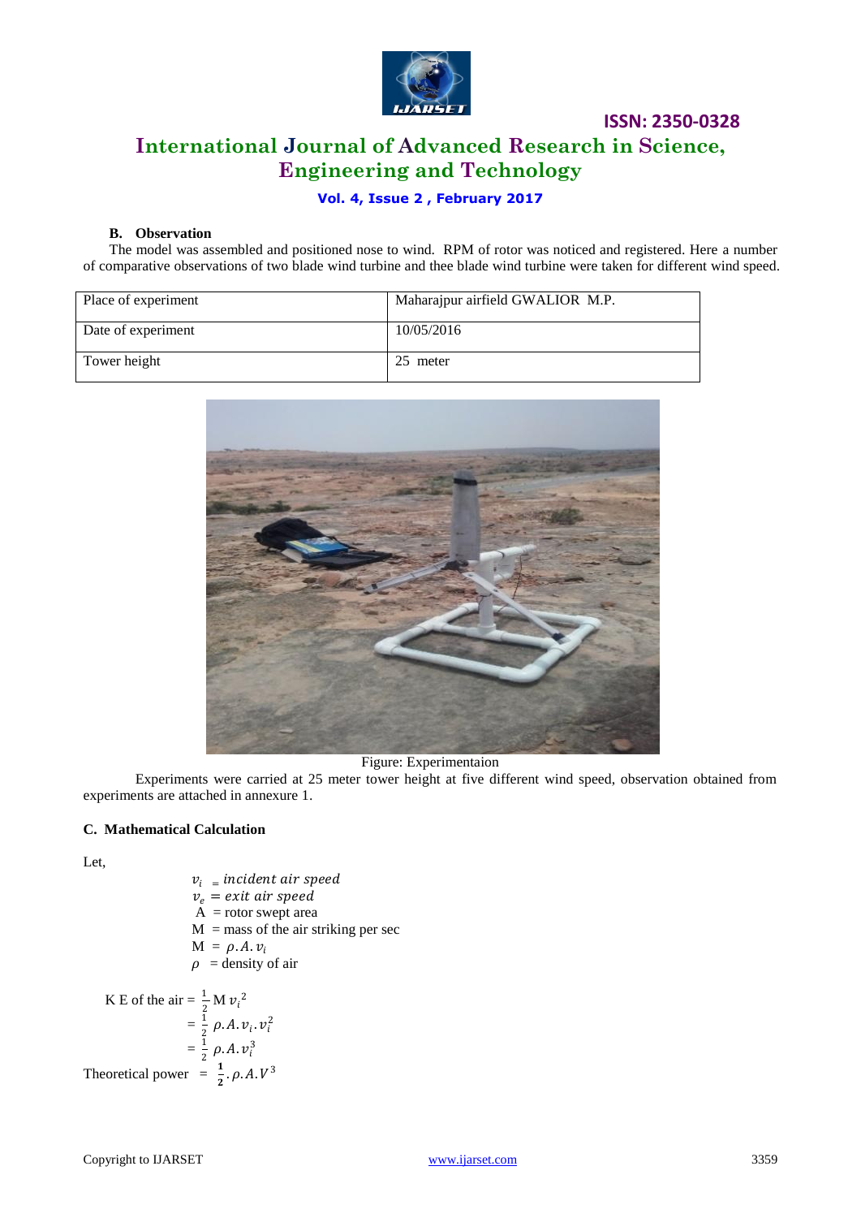### B. Observation

The model was assembled and positioned nose to wind. RPM of rotor was noticed and registered. Here a number of comparative observations of two blade wind turbine and thee blade wind turbine were taken for different wind speed.

| Place of experiment | Maharajpur airfield GWALIOR M.P. |
|---|---|
| Date of experiment | 10/05/2016 |
| Tower height | 25 meter |

Figure: Experimentaion

Experiments were carried at 25 meter tower height at five different wind speed, observation obtained from experiments are attached in annexure 1.

### C. Mathematical Calculation

Let,

$v_i$ = *incident air speed*
$v_e$ = *exit air speed*
A = rotor swept area
M = mass of the air striking per sec
M = $\rho.A.v_i$
$\rho$ = density of air

$$\text{K E of the air} = \frac{1}{2}\text{M}\,v_i^{\,2}$$
$$= \frac{1}{2}\,\rho.A.v_i.v_i^2$$
$$= \frac{1}{2}\,\rho.A.v_i^3$$

$$\text{Theoretical power} = \frac{1}{2}.\rho.A.V^3$$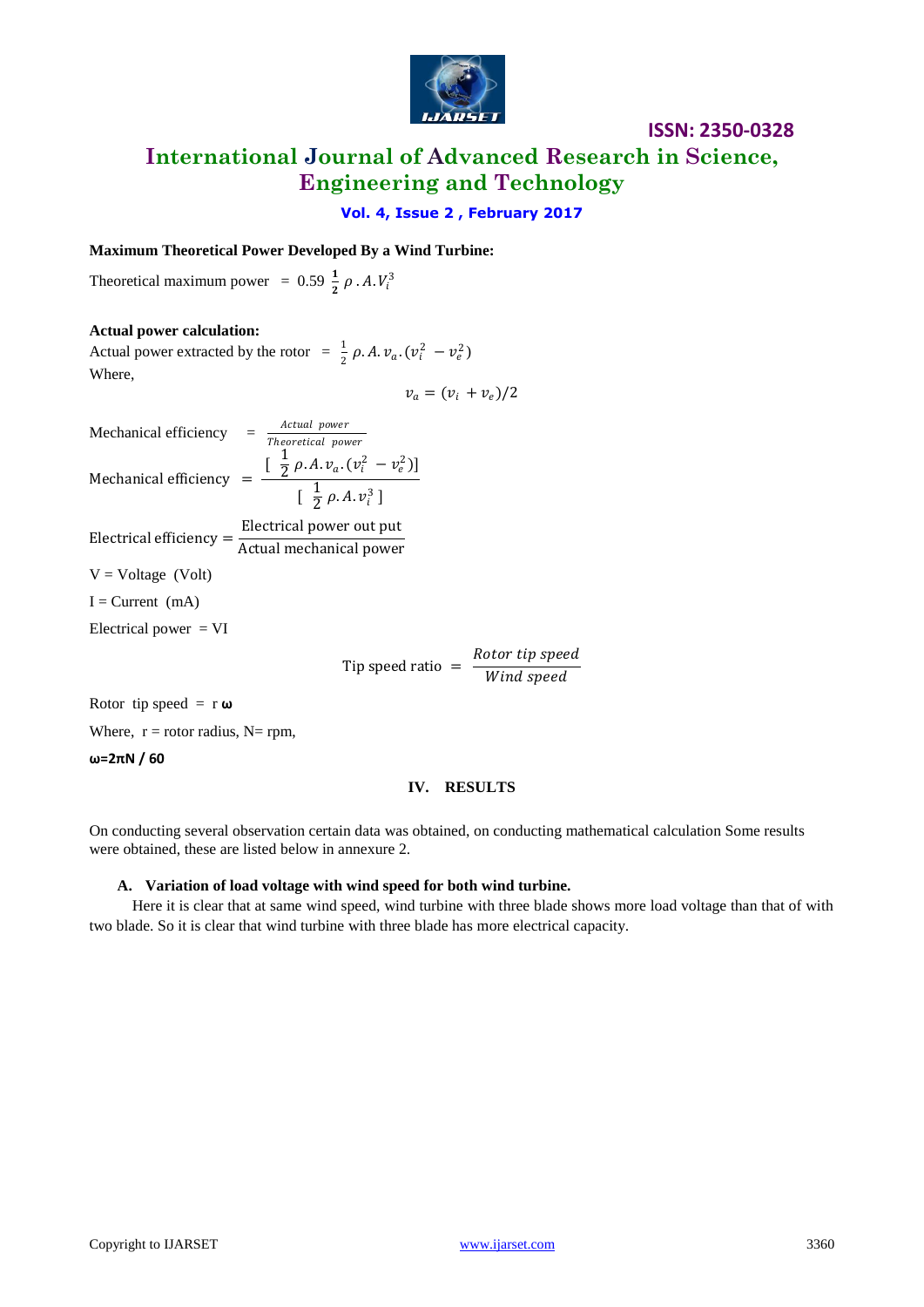**Maximum Theoretical Power Developed By a Wind Turbine:**

Theoretical maximum power $= 0.59\ \frac{1}{2}\ \rho\ .A.V_i^3$

**Actual power calculation:**

Actual power extracted by the rotor $= \frac{1}{2}\ \rho. A. v_a.(v_i^2\ - v_e^2)$

Where,

$$v_a = (v_i + v_e)/2$$

Mechanical efficiency $= \frac{Actual\ power}{Theoretical\ power}$

Mechanical efficiency $= \frac{[\ \frac{1}{2}\ \rho.A.v_a.(v_i^2\ - v_e^2)]}{[\ \frac{1}{2}\ \rho.A.v_i^3\ ]}$

Electrical efficiency $= \frac{\text{Electrical power out put}}{\text{Actual mechanical power}}$

V = Voltage (Volt)

I = Current (mA)

Electrical power = VI

$$\text{Tip speed ratio} = \frac{Rotor\ tip\ speed}{Wind\ speed}$$

Rotor tip speed = r **ω**

Where, r = rotor radius, N= rpm,

**ω=2πN / 60**

## IV. RESULTS

On conducting several observation certain data was obtained, on conducting mathematical calculation Some results were obtained, these are listed below in annexure 2.

### A. Variation of load voltage with wind speed for both wind turbine.

Here it is clear that at same wind speed, wind turbine with three blade shows more load voltage than that of with two blade. So it is clear that wind turbine with three blade has more electrical capacity.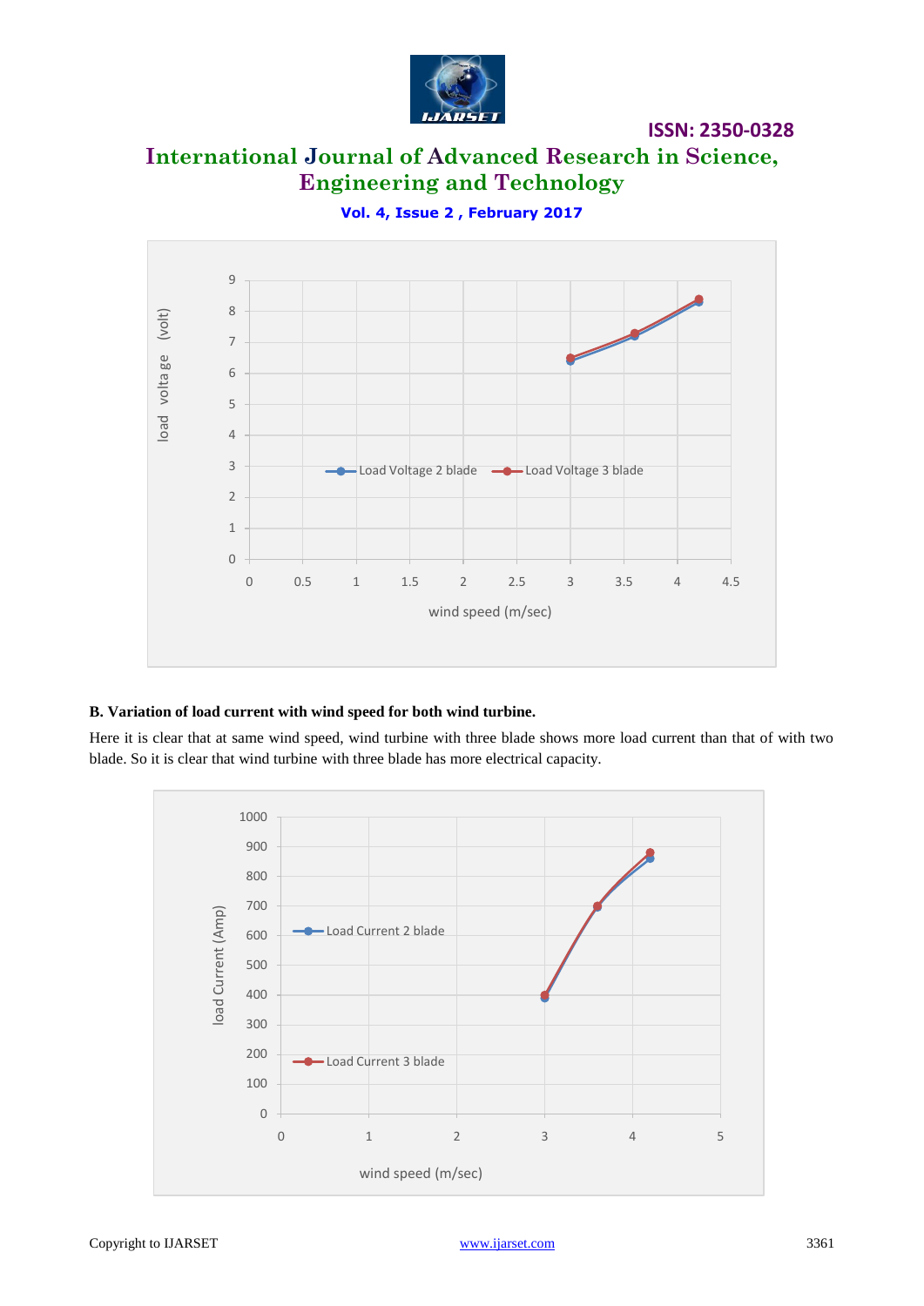## B. Variation of load current with wind speed for both wind turbine.

Here it is clear that at same wind speed, wind turbine with three blade shows more load current than that of with two blade. So it is clear that wind turbine with three blade has more electrical capacity.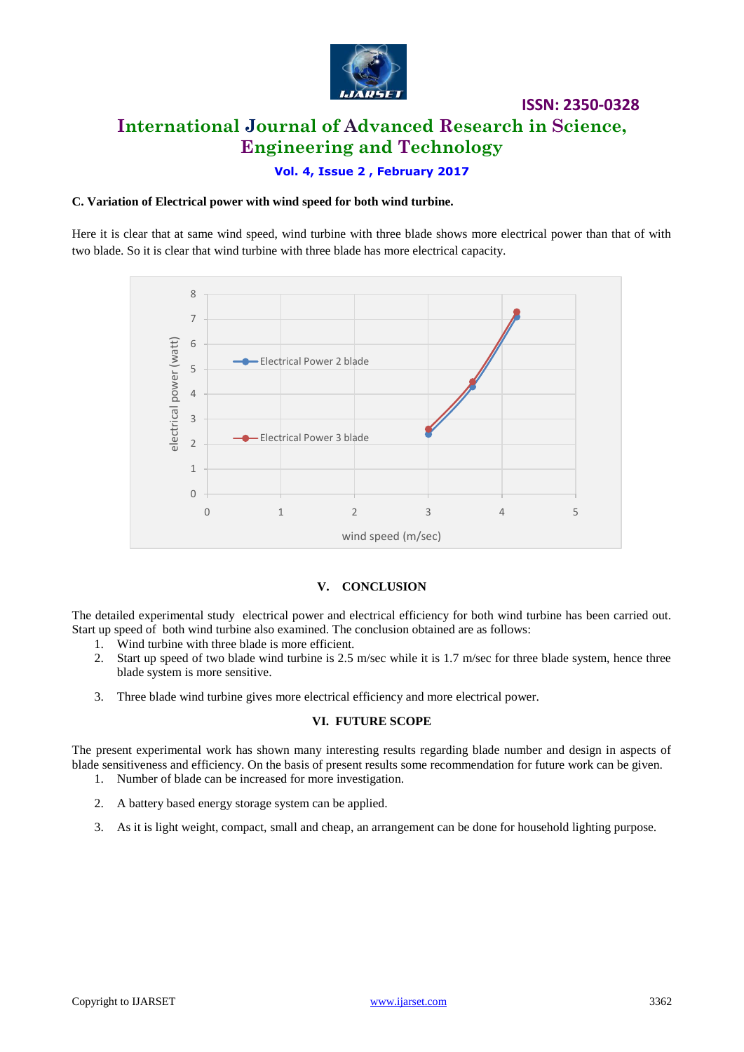### C. Variation of Electrical power with wind speed for both wind turbine.

Here it is clear that at same wind speed, wind turbine with three blade shows more electrical power than that of with two blade. So it is clear that wind turbine with three blade has more electrical capacity.

## V. CONCLUSION

The detailed experimental study electrical power and electrical efficiency for both wind turbine has been carried out. Start up speed of both wind turbine also examined. The conclusion obtained are as follows:

1. Wind turbine with three blade is more efficient.
2. Start up speed of two blade wind turbine is 2.5 m/sec while it is 1.7 m/sec for three blade system, hence three blade system is more sensitive.
3. Three blade wind turbine gives more electrical efficiency and more electrical power.

## VI. FUTURE SCOPE

The present experimental work has shown many interesting results regarding blade number and design in aspects of blade sensitiveness and efficiency. On the basis of present results some recommendation for future work can be given.

1. Number of blade can be increased for more investigation.
2. A battery based energy storage system can be applied.
3. As it is light weight, compact, small and cheap, an arrangement can be done for household lighting purpose.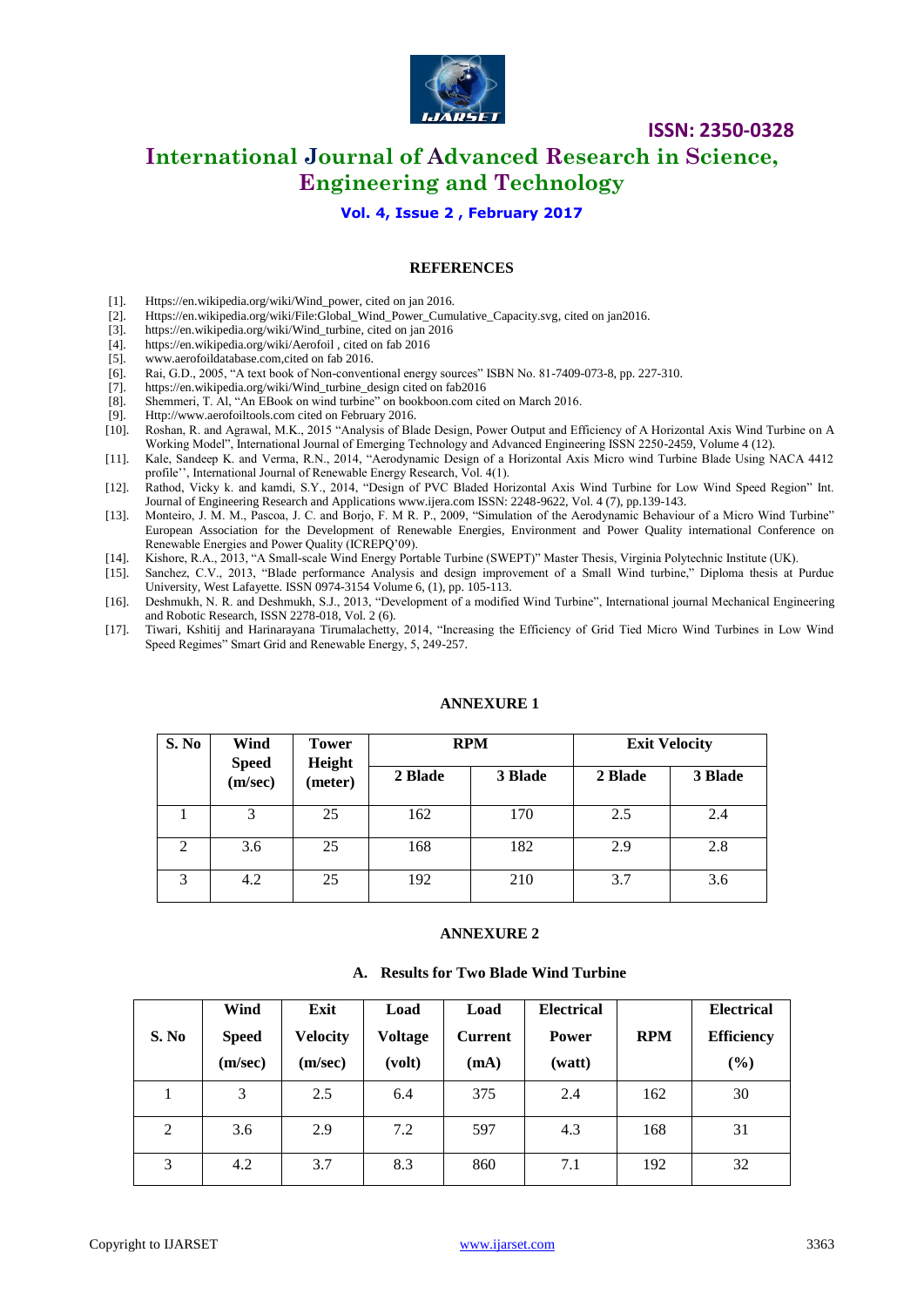## REFERENCES

[1]. Https://en.wikipedia.org/wiki/Wind_power, cited on jan 2016.
[2]. Https://en.wikipedia.org/wiki/File:Global_Wind_Power_Cumulative_Capacity.svg, cited on jan2016.
[3]. https://en.wikipedia.org/wiki/Wind_turbine, cited on jan 2016
[4]. https://en.wikipedia.org/wiki/Aerofoil , cited on fab 2016
[5]. www.aerofoildatabase.com,cited on fab 2016.
[6]. Rai, G.D., 2005, "A text book of Non-conventional energy sources" ISBN No. 81-7409-073-8, pp. 227-310.
[7]. https://en.wikipedia.org/wiki/Wind_turbine_design cited on fab2016
[8]. Shemmeri, T. Al, "An EBook on wind turbine" on bookboon.com cited on March 2016.
[9]. Http://www.aerofoiltools.com cited on February 2016.
[10]. Roshan, R. and Agrawal, M.K., 2015 "Analysis of Blade Design, Power Output and Efficiency of A Horizontal Axis Wind Turbine on A Working Model", International Journal of Emerging Technology and Advanced Engineering ISSN 2250-2459, Volume 4 (12).
[11]. Kale, Sandeep K. and Verma, R.N., 2014, "Aerodynamic Design of a Horizontal Axis Micro wind Turbine Blade Using NACA 4412 profile'', International Journal of Renewable Energy Research, Vol. 4(1).
[12]. Rathod, Vicky k. and kamdi, S.Y., 2014, "Design of PVC Bladed Horizontal Axis Wind Turbine for Low Wind Speed Region" Int. Journal of Engineering Research and Applications www.ijera.com ISSN: 2248-9622, Vol. 4 (7), pp.139-143.
[13]. Monteiro, J. M. M., Pascoa, J. C. and Borjo, F. M R. P., 2009, "Simulation of the Aerodynamic Behaviour of a Micro Wind Turbine" European Association for the Development of Renewable Energies, Environment and Power Quality international Conference on Renewable Energies and Power Quality (ICREPQ'09).
[14]. Kishore, R.A., 2013, "A Small-scale Wind Energy Portable Turbine (SWEPT)" Master Thesis, Virginia Polytechnic Institute (UK).
[15]. Sanchez, C.V., 2013, "Blade performance Analysis and design improvement of a Small Wind turbine," Diploma thesis at Purdue University, West Lafayette. ISSN 0974-3154 Volume 6, (1), pp. 105-113.
[16]. Deshmukh, N. R. and Deshmukh, S.J., 2013, "Development of a modified Wind Turbine", International journal Mechanical Engineering and Robotic Research, ISSN 2278-018, Vol. 2 (6).
[17]. Tiwari, Kshitij and Harinarayana Tirumalachetty, 2014, "Increasing the Efficiency of Grid Tied Micro Wind Turbines in Low Wind Speed Regimes" Smart Grid and Renewable Energy, 5, 249-257.

## ANNEXURE 1

| S. No | Wind Speed (m/sec) | Tower Height (meter) | RPM | | Exit Velocity | |
|---|---|---|---|---|---|---|
| | | | 2 Blade | 3 Blade | 2 Blade | 3 Blade |
| 1 | 3 | 25 | 162 | 170 | 2.5 | 2.4 |
| 2 | 3.6 | 25 | 168 | 182 | 2.9 | 2.8 |
| 3 | 4.2 | 25 | 192 | 210 | 3.7 | 3.6 |

## ANNEXURE 2

### A. Results for Two Blade Wind Turbine

| S. No | Wind Speed (m/sec) | Exit Velocity (m/sec) | Load Voltage (volt) | Load Current (mA) | Electrical Power (watt) | RPM | Electrical Efficiency (%) |
|---|---|---|---|---|---|---|---|
| 1 | 3 | 2.5 | 6.4 | 375 | 2.4 | 162 | 30 |
| 2 | 3.6 | 2.9 | 7.2 | 597 | 4.3 | 168 | 31 |
| 3 | 4.2 | 3.7 | 8.3 | 860 | 7.1 | 192 | 32 |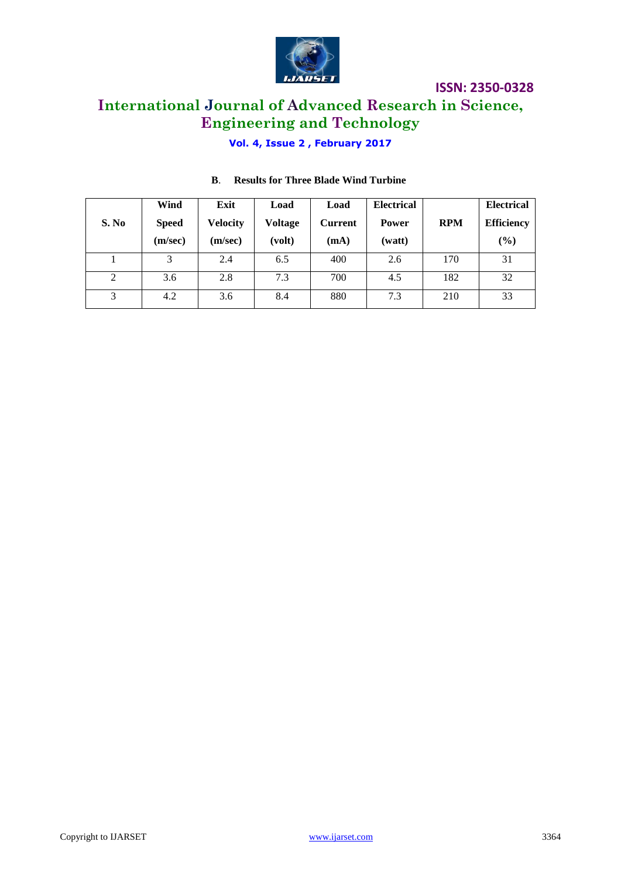**B**. **Results for Three Blade Wind Turbine**

| S. No | Wind Speed (m/sec) | Exit Velocity (m/sec) | Load Voltage (volt) | Load Current (mA) | Electrical Power (watt) | RPM | Electrical Efficiency (%) |
|---|---|---|---|---|---|---|---|
| 1 | 3 | 2.4 | 6.5 | 400 | 2.6 | 170 | 31 |
| 2 | 3.6 | 2.8 | 7.3 | 700 | 4.5 | 182 | 32 |
| 3 | 4.2 | 3.6 | 8.4 | 880 | 7.3 | 210 | 33 |